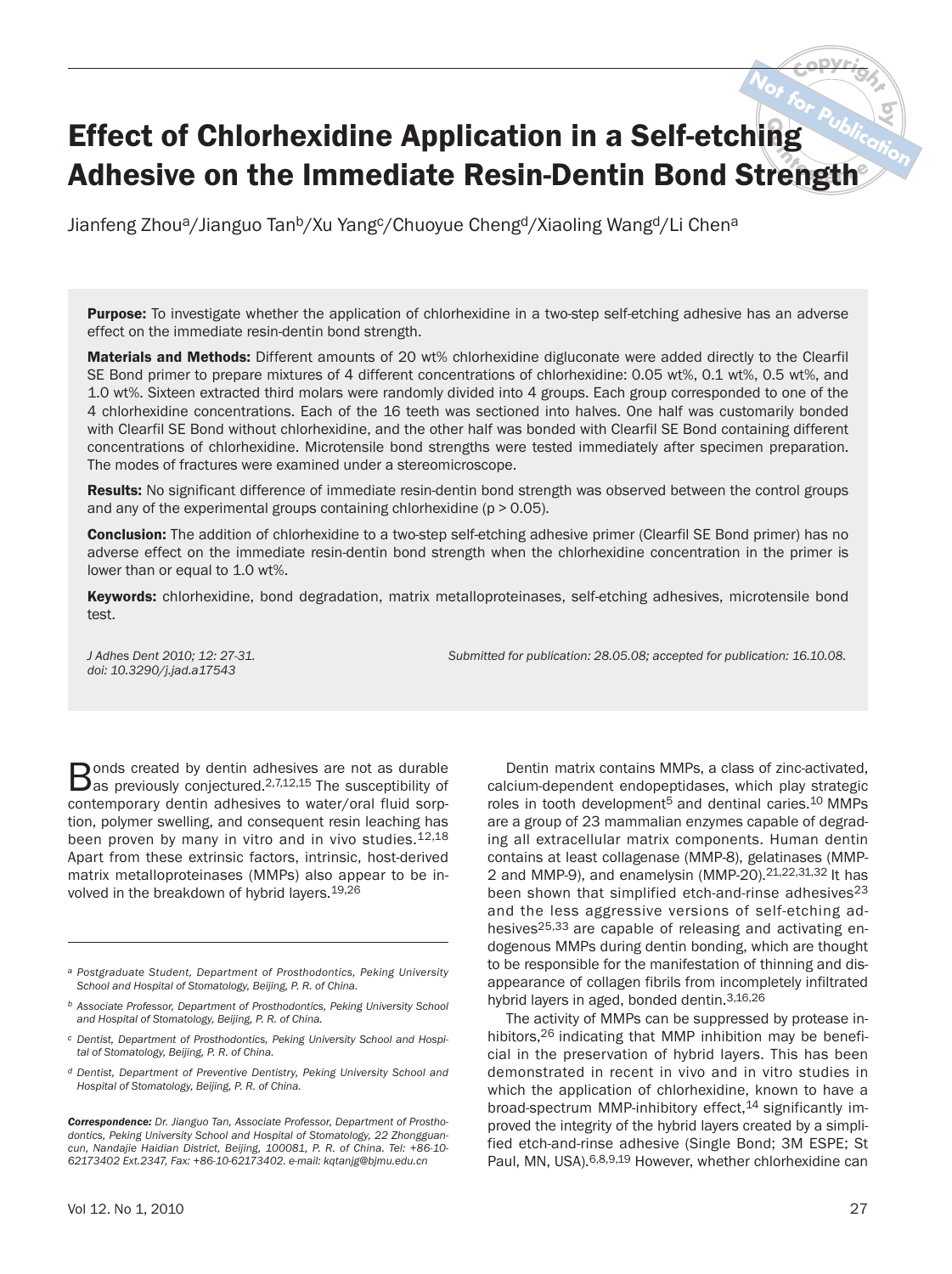# Effect of Chlorhexidine Application in a Self-etching Adhesive on the Immediate Resin-Dentin Bond Strength

Jianfeng Zhou[a]/Jianguo Tan[b]/Xu Yang[c]/Chuoyue Cheng[d]/Xiaoling Wang[d]/Li Chen[a]

**Purpose:** To investigate whether the application of chlorhexidine in a two-step self-etching adhesive has an adverse effect on the immediate resin-dentin bond strength.

**Materials and Methods:** Different amounts of 20 wt% chlorhexidine digluconate were added directly to the Clearfil SE Bond primer to prepare mixtures of 4 different concentrations of chlorhexidine: 0.05 wt%, 0.1 wt%, 0.5 wt%, and 1.0 wt%. Sixteen extracted third molars were randomly divided into 4 groups. Each group corresponded to one of the 4 chlorhexidine concentrations. Each of the 16 teeth was sectioned into halves. One half was customarily bonded with Clearfil SE Bond without chlorhexidine, and the other half was bonded with Clearfil SE Bond containing different concentrations of chlorhexidine. Microtensile bond strengths were tested immediately after specimen preparation. The modes of fractures were examined under a stereomicroscope.

**Results:** No significant difference of immediate resin-dentin bond strength was observed between the control groups and any of the experimental groups containing chlorhexidine ($p > 0.05$).

**Conclusion:** The addition of chlorhexidine to a two-step self-etching adhesive primer (Clearfil SE Bond primer) has no adverse effect on the immediate resin-dentin bond strength when the chlorhexidine concentration in the primer is lower than or equal to 1.0 wt%.

**Keywords:** chlorhexidine, bond degradation, matrix metalloproteinases, self-etching adhesives, microtensile bond test.

*J Adhes Dent 2010; 12: 27-31.*
*doi: 10.3290/j.jad.a17543*

*Submitted for publication: 28.05.08; accepted for publication: 16.10.08.*

Bonds created by dentin adhesives are not as durable as previously conjectured.[2,7,12,15] The susceptibility of contemporary dentin adhesives to water/oral fluid sorption, polymer swelling, and consequent resin leaching has been proven by many in vitro and in vivo studies.[12,18] Apart from these extrinsic factors, intrinsic, host-derived matrix metalloproteinases (MMPs) also appear to be involved in the breakdown of hybrid layers.[19,26]

Dentin matrix contains MMPs, a class of zinc-activated, calcium-dependent endopeptidases, which play strategic roles in tooth development[5] and dentinal caries.[10] MMPs are a group of 23 mammalian enzymes capable of degrading all extracellular matrix components. Human dentin contains at least collagenase (MMP-8), gelatinases (MMP-2 and MMP-9), and enamelysin (MMP-20).[21,22,31,32] It has been shown that simplified etch-and-rinse adhesives[23] and the less aggressive versions of self-etching adhesives[25,33] are capable of releasing and activating endogenous MMPs during dentin bonding, which are thought to be responsible for the manifestation of thinning and disappearance of collagen fibrils from incompletely infiltrated hybrid layers in aged, bonded dentin.[3,16,26]

The activity of MMPs can be suppressed by protease inhibitors,[26] indicating that MMP inhibition may be beneficial in the preservation of hybrid layers. This has been demonstrated in recent in vivo and in vitro studies in which the application of chlorhexidine, known to have a broad-spectrum MMP-inhibitory effect,[14] significantly improved the integrity of the hybrid layers created by a simplified etch-and-rinse adhesive (Single Bond; 3M ESPE; St Paul, MN, USA).[6,8,9,19] However, whether chlorhexidine can

---

[a] *Postgraduate Student, Department of Prosthodontics, Peking University School and Hospital of Stomatology, Beijing, P. R. of China.*

[b] *Associate Professor, Department of Prosthodontics, Peking University School and Hospital of Stomatology, Beijing, P. R. of China.*

[c] *Dentist, Department of Prosthodontics, Peking University School and Hospital of Stomatology, Beijing, P. R. of China.*

[d] *Dentist, Department of Preventive Dentistry, Peking University School and Hospital of Stomatology, Beijing, P. R. of China.*

***Correspondence:*** *Dr. Jianguo Tan, Associate Professor, Department of Prosthodontics, Peking University School and Hospital of Stomatology, 22 Zhongguancun, Nandajie Haidian District, Beijing, 100081, P. R. of China. Tel: +86-10-62173402 Ext.2347, Fax: +86-10-62173402. e-mail: kqtanjg@bjmu.edu.cn*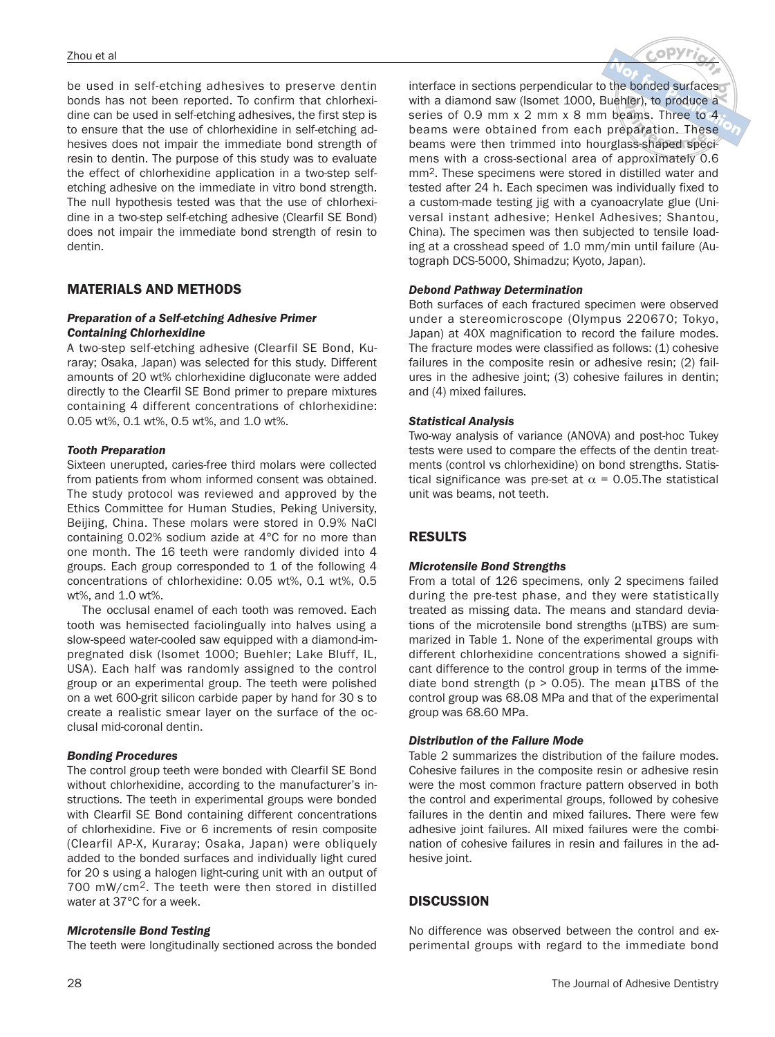be used in self-etching adhesives to preserve dentin bonds has not been reported. To confirm that chlorhexidine can be used in self-etching adhesives, the first step is to ensure that the use of chlorhexidine in self-etching adhesives does not impair the immediate bond strength of resin to dentin. The purpose of this study was to evaluate the effect of chlorhexidine application in a two-step self-etching adhesive on the immediate in vitro bond strength. The null hypothesis tested was that the use of chlorhexidine in a two-step self-etching adhesive (Clearfil SE Bond) does not impair the immediate bond strength of resin to dentin.

## MATERIALS AND METHODS

### *Preparation of a Self-etching Adhesive Primer Containing Chlorhexidine*

A two-step self-etching adhesive (Clearfil SE Bond, Kuraray; Osaka, Japan) was selected for this study. Different amounts of 20 wt% chlorhexidine digluconate were added directly to the Clearfil SE Bond primer to prepare mixtures containing 4 different concentrations of chlorhexidine: 0.05 wt%, 0.1 wt%, 0.5 wt%, and 1.0 wt%.

### *Tooth Preparation*

Sixteen unerupted, caries-free third molars were collected from patients from whom informed consent was obtained. The study protocol was reviewed and approved by the Ethics Committee for Human Studies, Peking University, Beijing, China. These molars were stored in 0.9% NaCl containing 0.02% sodium azide at 4°C for no more than one month. The 16 teeth were randomly divided into 4 groups. Each group corresponded to 1 of the following 4 concentrations of chlorhexidine: 0.05 wt%, 0.1 wt%, 0.5 wt%, and 1.0 wt%.

The occlusal enamel of each tooth was removed. Each tooth was hemisected faciolingually into halves using a slow-speed water-cooled saw equipped with a diamond-impregnated disk (Isomet 1000; Buehler; Lake Bluff, IL, USA). Each half was randomly assigned to the control group or an experimental group. The teeth were polished on a wet 600-grit silicon carbide paper by hand for 30 s to create a realistic smear layer on the surface of the occlusal mid-coronal dentin.

### *Bonding Procedures*

The control group teeth were bonded with Clearfil SE Bond without chlorhexidine, according to the manufacturer's instructions. The teeth in experimental groups were bonded with Clearfil SE Bond containing different concentrations of chlorhexidine. Five or 6 increments of resin composite (Clearfil AP-X, Kuraray; Osaka, Japan) were obliquely added to the bonded surfaces and individually light cured for 20 s using a halogen light-curing unit with an output of 700 mW/cm$^2$. The teeth were then stored in distilled water at 37°C for a week.

### *Microtensile Bond Testing*

The teeth were longitudinally sectioned across the bonded interface in sections perpendicular to the bonded surfaces with a diamond saw (Isomet 1000, Buehler), to produce a series of 0.9 mm x 2 mm x 8 mm beams. Three to 4 beams were obtained from each preparation. These beams were then trimmed into hourglass-shaped specimens with a cross-sectional area of approximately 0.6 mm$^2$. These specimens were stored in distilled water and tested after 24 h. Each specimen was individually fixed to a custom-made testing jig with a cyanoacrylate glue (Universal instant adhesive; Henkel Adhesives; Shantou, China). The specimen was then subjected to tensile loading at a crosshead speed of 1.0 mm/min until failure (Autograph DCS-5000, Shimadzu; Kyoto, Japan).

### *Debond Pathway Determination*

Both surfaces of each fractured specimen were observed under a stereomicroscope (Olympus 220670; Tokyo, Japan) at 40X magnification to record the failure modes. The fracture modes were classified as follows: (1) cohesive failures in the composite resin or adhesive resin; (2) failures in the adhesive joint; (3) cohesive failures in dentin; and (4) mixed failures.

### *Statistical Analysis*

Two-way analysis of variance (ANOVA) and post-hoc Tukey tests were used to compare the effects of the dentin treatments (control vs chlorhexidine) on bond strengths. Statistical significance was pre-set at $\alpha = 0.05$. The statistical unit was beams, not teeth.

## RESULTS

### *Microtensile Bond Strengths*

From a total of 126 specimens, only 2 specimens failed during the pre-test phase, and they were statistically treated as missing data. The means and standard deviations of the microtensile bond strengths (µTBS) are summarized in Table 1. None of the experimental groups with different chlorhexidine concentrations showed a significant difference to the control group in terms of the immediate bond strength ($p > 0.05$). The mean µTBS of the control group was 68.08 MPa and that of the experimental group was 68.60 MPa.

### *Distribution of the Failure Mode*

Table 2 summarizes the distribution of the failure modes. Cohesive failures in the composite resin or adhesive resin were the most common fracture pattern observed in both the control and experimental groups, followed by cohesive failures in the dentin and mixed failures. There were few adhesive joint failures. All mixed failures were the combination of cohesive failures in resin and failures in the adhesive joint.

## DISCUSSION

No difference was observed between the control and experimental groups with regard to the immediate bond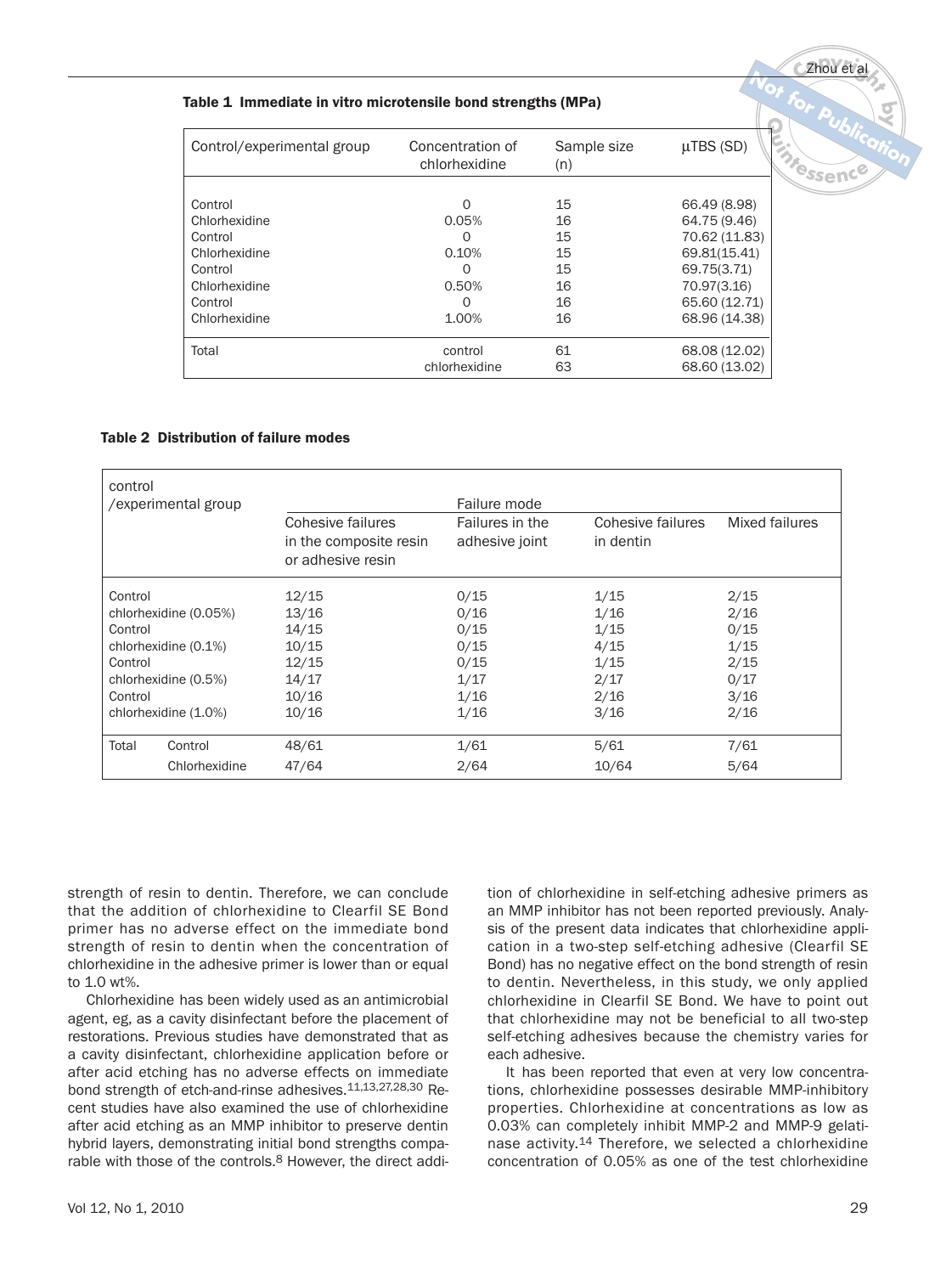**Table 1 Immediate in vitro microtensile bond strengths (MPa)**

| Control/experimental group | Concentration of chlorhexidine | Sample size (n) | µTBS (SD) |
|---|---|---|---|
| Control | 0 | 15 | 66.49 (8.98) |
| Chlorhexidine | 0.05% | 16 | 64.75 (9.46) |
| Control | 0 | 15 | 70.62 (11.83) |
| Chlorhexidine | 0.10% | 15 | 69.81(15.41) |
| Control | 0 | 15 | 69.75(3.71) |
| Chlorhexidine | 0.50% | 16 | 70.97(3.16) |
| Control | 0 | 16 | 65.60 (12.71) |
| Chlorhexidine | 1.00% | 16 | 68.96 (14.38) |
| Total | control | 61 | 68.08 (12.02) |
| | chlorhexidine | 63 | 68.60 (13.02) |

**Table 2 Distribution of failure modes**

| control /experimental group | | Failure mode | | | |
|---|---|---|---|---|---|
| | | Cohesive failures in the composite resin or adhesive resin | Failures in the adhesive joint | Cohesive failures in dentin | Mixed failures |
| Control | | 12/15 | 0/15 | 1/15 | 2/15 |
| chlorhexidine (0.05%) | | 13/16 | 0/16 | 1/16 | 2/16 |
| Control | | 14/15 | 0/15 | 1/15 | 0/15 |
| chlorhexidine (0.1%) | | 10/15 | 0/15 | 4/15 | 1/15 |
| Control | | 12/15 | 0/15 | 1/15 | 2/15 |
| chlorhexidine (0.5%) | | 14/17 | 1/17 | 2/17 | 0/17 |
| Control | | 10/16 | 1/16 | 2/16 | 3/16 |
| chlorhexidine (1.0%) | | 10/16 | 1/16 | 3/16 | 2/16 |
| Total | Control | 48/61 | 1/61 | 5/61 | 7/61 |
| | Chlorhexidine | 47/64 | 2/64 | 10/64 | 5/64 |

strength of resin to dentin. Therefore, we can conclude that the addition of chlorhexidine to Clearfil SE Bond primer has no adverse effect on the immediate bond strength of resin to dentin when the concentration of chlorhexidine in the adhesive primer is lower than or equal to 1.0 wt%.

Chlorhexidine has been widely used as an antimicrobial agent, eg, as a cavity disinfectant before the placement of restorations. Previous studies have demonstrated that as a cavity disinfectant, chlorhexidine application before or after acid etching has no adverse effects on immediate bond strength of etch-and-rinse adhesives.[11,13,27,28,30] Recent studies have also examined the use of chlorhexidine after acid etching as an MMP inhibitor to preserve dentin hybrid layers, demonstrating initial bond strengths comparable with those of the controls.[8] However, the direct addition of chlorhexidine in self-etching adhesive primers as an MMP inhibitor has not been reported previously. Analysis of the present data indicates that chlorhexidine application in a two-step self-etching adhesive (Clearfil SE Bond) has no negative effect on the bond strength of resin to dentin. Nevertheless, in this study, we only applied chlorhexidine in Clearfil SE Bond. We have to point out that chlorhexidine may not be beneficial to all two-step self-etching adhesives because the chemistry varies for each adhesive.

It has been reported that even at very low concentrations, chlorhexidine possesses desirable MMP-inhibitory properties. Chlorhexidine at concentrations as low as 0.03% can completely inhibit MMP-2 and MMP-9 gelatinase activity.[14] Therefore, we selected a chlorhexidine concentration of 0.05% as one of the test chlorhexidine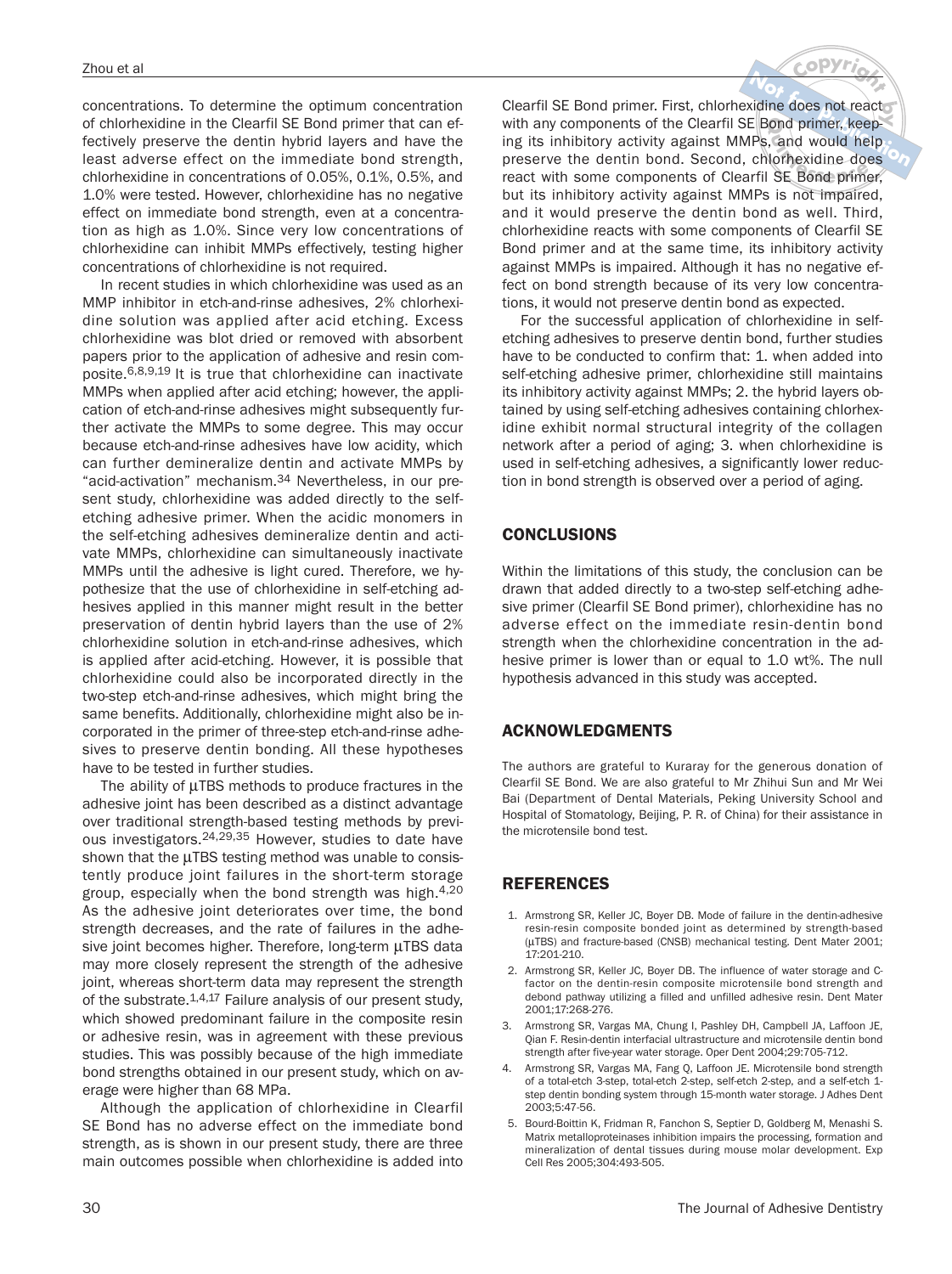concentrations. To determine the optimum concentration of chlorhexidine in the Clearfil SE Bond primer that can effectively preserve the dentin hybrid layers and have the least adverse effect on the immediate bond strength, chlorhexidine in concentrations of 0.05%, 0.1%, 0.5%, and 1.0% were tested. However, chlorhexidine has no negative effect on immediate bond strength, even at a concentration as high as 1.0%. Since very low concentrations of chlorhexidine can inhibit MMPs effectively, testing higher concentrations of chlorhexidine is not required.

In recent studies in which chlorhexidine was used as an MMP inhibitor in etch-and-rinse adhesives, 2% chlorhexidine solution was applied after acid etching. Excess chlorhexidine was blot dried or removed with absorbent papers prior to the application of adhesive and resin composite.[6,8,9,19] It is true that chlorhexidine can inactivate MMPs when applied after acid etching; however, the application of etch-and-rinse adhesives might subsequently further activate the MMPs to some degree. This may occur because etch-and-rinse adhesives have low acidity, which can further demineralize dentin and activate MMPs by "acid-activation" mechanism.[34] Nevertheless, in our present study, chlorhexidine was added directly to the self-etching adhesive primer. When the acidic monomers in the self-etching adhesives demineralize dentin and activate MMPs, chlorhexidine can simultaneously inactivate MMPs until the adhesive is light cured. Therefore, we hypothesize that the use of chlorhexidine in self-etching adhesives applied in this manner might result in the better preservation of dentin hybrid layers than the use of 2% chlorhexidine solution in etch-and-rinse adhesives, which is applied after acid-etching. However, it is possible that chlorhexidine could also be incorporated directly in the two-step etch-and-rinse adhesives, which might bring the same benefits. Additionally, chlorhexidine might also be incorporated in the primer of three-step etch-and-rinse adhesives to preserve dentin bonding. All these hypotheses have to be tested in further studies.

The ability of μTBS methods to produce fractures in the adhesive joint has been described as a distinct advantage over traditional strength-based testing methods by previous investigators.[24,29,35] However, studies to date have shown that the μTBS testing method was unable to consistently produce joint failures in the short-term storage group, especially when the bond strength was high.[4,20] As the adhesive joint deteriorates over time, the bond strength decreases, and the rate of failures in the adhesive joint becomes higher. Therefore, long-term μTBS data may more closely represent the strength of the adhesive joint, whereas short-term data may represent the strength of the substrate.[1,4,17] Failure analysis of our present study, which showed predominant failure in the composite resin or adhesive resin, was in agreement with these previous studies. This was possibly because of the high immediate bond strengths obtained in our present study, which on average were higher than 68 MPa.

Although the application of chlorhexidine in Clearfil SE Bond has no adverse effect on the immediate bond strength, as is shown in our present study, there are three main outcomes possible when chlorhexidine is added into Clearfil SE Bond primer. First, chlorhexidine does not react with any components of the Clearfil SE Bond primer, keeping its inhibitory activity against MMPs, and would help preserve the dentin bond. Second, chlorhexidine does react with some components of Clearfil SE Bond primer, but its inhibitory activity against MMPs is not impaired, and it would preserve the dentin bond as well. Third, chlorhexidine reacts with some components of Clearfil SE Bond primer and at the same time, its inhibitory activity against MMPs is impaired. Although it has no negative effect on bond strength because of its very low concentrations, it would not preserve dentin bond as expected.

For the successful application of chlorhexidine in self-etching adhesives to preserve dentin bond, further studies have to be conducted to confirm that: 1. when added into self-etching adhesive primer, chlorhexidine still maintains its inhibitory activity against MMPs; 2. the hybrid layers obtained by using self-etching adhesives containing chlorhexidine exhibit normal structural integrity of the collagen network after a period of aging; 3. when chlorhexidine is used in self-etching adhesives, a significantly lower reduction in bond strength is observed over a period of aging.

## CONCLUSIONS

Within the limitations of this study, the conclusion can be drawn that added directly to a two-step self-etching adhesive primer (Clearfil SE Bond primer), chlorhexidine has no adverse effect on the immediate resin-dentin bond strength when the chlorhexidine concentration in the adhesive primer is lower than or equal to 1.0 wt%. The null hypothesis advanced in this study was accepted.

## ACKNOWLEDGMENTS

The authors are grateful to Kuraray for the generous donation of Clearfil SE Bond. We are also grateful to Mr Zhihui Sun and Mr Wei Bai (Department of Dental Materials, Peking University School and Hospital of Stomatology, Beijing, P. R. of China) for their assistance in the microtensile bond test.

## REFERENCES

1. Armstrong SR, Keller JC, Boyer DB. Mode of failure in the dentin-adhesive resin-resin composite bonded joint as determined by strength-based (μTBS) and fracture-based (CNSB) mechanical testing. Dent Mater 2001;17:201-210.
2. Armstrong SR, Keller JC, Boyer DB. The influence of water storage and C-factor on the dentin-resin composite microtensile bond strength and debond pathway utilizing a filled and unfilled adhesive resin. Dent Mater 2001;17:268-276.
3. Armstrong SR, Vargas MA, Chung I, Pashley DH, Campbell JA, Laffoon JE, Qian F. Resin-dentin interfacial ultrastructure and microtensile dentin bond strength after five-year water storage. Oper Dent 2004;29:705-712.
4. Armstrong SR, Vargas MA, Fang Q, Laffoon JE. Microtensile bond strength of a total-etch 3-step, total-etch 2-step, self-etch 2-step, and a self-etch 1-step dentin bonding system through 15-month water storage. J Adhes Dent 2003;5:47-56.
5. Bourd-Boittin K, Fridman R, Fanchon S, Septier D, Goldberg M, Menashi S. Matrix metalloproteinases inhibition impairs the processing, formation and mineralization of dental tissues during mouse molar development. Exp Cell Res 2005;304:493-505.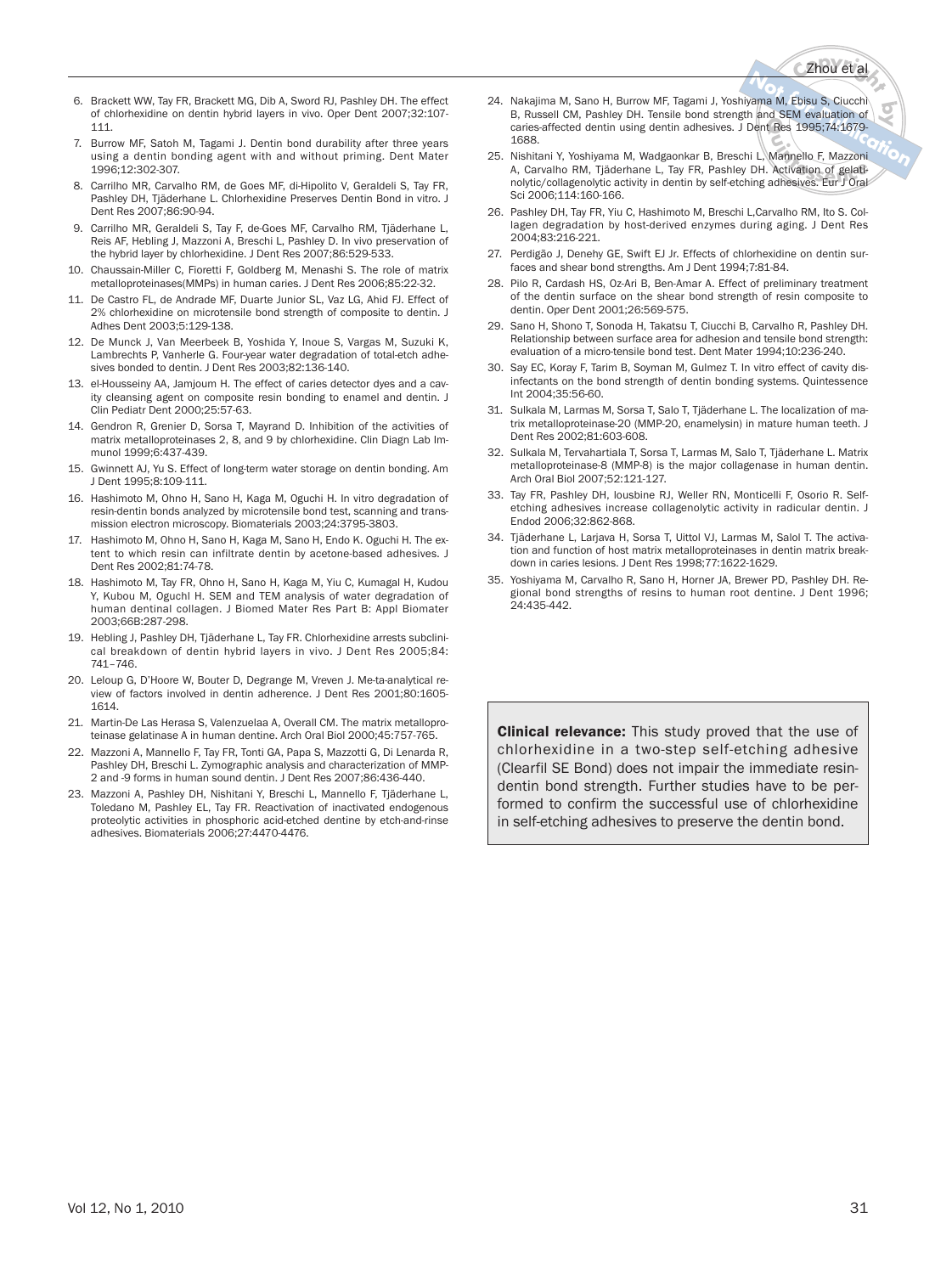6. Brackett WW, Tay FR, Brackett MG, Dib A, Sword RJ, Pashley DH. The effect of chlorhexidine on dentin hybrid layers in vivo. Oper Dent 2007;32:107-111.
7. Burrow MF, Satoh M, Tagami J. Dentin bond durability after three years using a dentin bonding agent with and without priming. Dent Mater 1996;12:302-307.
8. Carrilho MR, Carvalho RM, de Goes MF, di-Hipolito V, Geraldeli S, Tay FR, Pashley DH, Tjäderhane L. Chlorhexidine Preserves Dentin Bond in vitro. J Dent Res 2007;86:90-94.
9. Carrilho MR, Geraldeli S, Tay F, de-Goes MF, Carvalho RM, Tjäderhane L, Reis AF, Hebling J, Mazzoni A, Breschi L, Pashley D. In vivo preservation of the hybrid layer by chlorhexidine. J Dent Res 2007;86:529-533.
10. Chaussain-Miller C, Fioretti F, Goldberg M, Menashi S. The role of matrix metalloproteinases(MMPs) in human caries. J Dent Res 2006;85:22-32.
11. De Castro FL, de Andrade MF, Duarte Junior SL, Vaz LG, Ahid FJ. Effect of 2% chlorhexidine on microtensile bond strength of composite to dentin. J Adhes Dent 2003;5:129-138.
12. De Munck J, Van Meerbeek B, Yoshida Y, Inoue S, Vargas M, Suzuki K, Lambrechts P, Vanherle G. Four-year water degradation of total-etch adhesives bonded to dentin. J Dent Res 2003;82:136-140.
13. el-Housseiny AA, Jamjoum H. The effect of caries detector dyes and a cavity cleansing agent on composite resin bonding to enamel and dentin. J Clin Pediatr Dent 2000;25:57-63.
14. Gendron R, Grenier D, Sorsa T, Mayrand D. Inhibition of the activities of matrix metalloproteinases 2, 8, and 9 by chlorhexidine. Clin Diagn Lab Immunol 1999;6:437-439.
15. Gwinnett AJ, Yu S. Effect of long-term water storage on dentin bonding. Am J Dent 1995;8:109-111.
16. Hashimoto M, Ohno H, Sano H, Kaga M, Oguchi H. In vitro degradation of resin-dentin bonds analyzed by microtensile bond test, scanning and transmission electron microscopy. Biomaterials 2003;24:3795-3803.
17. Hashimoto M, Ohno H, Sano H, Kaga M, Sano H, Endo K. Oguchi H. The extent to which resin can infiltrate dentin by acetone-based adhesives. J Dent Res 2002;81:74-78.
18. Hashimoto M, Tay FR, Ohno H, Sano H, Kaga M, Yiu C, Kumagal H, Kudou Y, Kubou M, Oguchl H. SEM and TEM analysis of water degradation of human dentinal collagen. J Biomed Mater Res Part B: Appl Biomater 2003;66B:287-298.
19. Hebling J, Pashley DH, Tjäderhane L, Tay FR. Chlorhexidine arrests subclinical breakdown of dentin hybrid layers in vivo. J Dent Res 2005;84: 741–746.
20. Leloup G, D'Hoore W, Bouter D, Degrange M, Vreven J. Me-ta-analytical review of factors involved in dentin adherence. J Dent Res 2001;80:1605-1614.
21. Martin-De Las Herasa S, Valenzuelaa A, Overall CM. The matrix metalloproteinase gelatinase A in human dentine. Arch Oral Biol 2000;45:757-765.
22. Mazzoni A, Mannello F, Tay FR, Tonti GA, Papa S, Mazzotti G, Di Lenarda R, Pashley DH, Breschi L. Zymographic analysis and characterization of MMP-2 and -9 forms in human sound dentin. J Dent Res 2007;86:436-440.
23. Mazzoni A, Pashley DH, Nishitani Y, Breschi L, Mannello F, Tjäderhane L, Toledano M, Pashley EL, Tay FR. Reactivation of inactivated endogenous proteolytic activities in phosphoric acid-etched dentine by etch-and-rinse adhesives. Biomaterials 2006;27:4470-4476.
24. Nakajima M, Sano H, Burrow MF, Tagami J, Yoshiyama M, Ebisu S, Ciucchi B, Russell CM, Pashley DH. Tensile bond strength and SEM evaluation of caries-affected dentin using dentin adhesives. J Dent Res 1995;74:1679-1688.
25. Nishitani Y, Yoshiyama M, Wadgaonkar B, Breschi L, Mannello F, Mazzoni A, Carvalho RM, Tjäderhane L, Tay FR, Pashley DH. Activation of gelatinolytic/collagenolytic activity in dentin by self-etching adhesives. Eur J Oral Sci 2006;114:160-166.
26. Pashley DH, Tay FR, Yiu C, Hashimoto M, Breschi L,Carvalho RM, Ito S. Collagen degradation by host-derived enzymes during aging. J Dent Res 2004;83:216-221.
27. Perdigão J, Denehy GE, Swift EJ Jr. Effects of chlorhexidine on dentin surfaces and shear bond strengths. Am J Dent 1994;7:81-84.
28. Pilo R, Cardash HS, Oz-Ari B, Ben-Amar A. Effect of preliminary treatment of the dentin surface on the shear bond strength of resin composite to dentin. Oper Dent 2001;26:569-575.
29. Sano H, Shono T, Sonoda H, Takatsu T, Ciucchi B, Carvalho R, Pashley DH. Relationship between surface area for adhesion and tensile bond strength: evaluation of a micro-tensile bond test. Dent Mater 1994;10:236-240.
30. Say EC, Koray F, Tarim B, Soyman M, Gulmez T. In vitro effect of cavity disinfectants on the bond strength of dentin bonding systems. Quintessence Int 2004;35:56-60.
31. Sulkala M, Larmas M, Sorsa T, Salo T, Tjäderhane L. The localization of matrix metalloproteinase-20 (MMP-20, enamelysin) in mature human teeth. J Dent Res 2002;81:603-608.
32. Sulkala M, Tervahartiala T, Sorsa T, Larmas M, Salo T, Tjäderhane L. Matrix metalloproteinase-8 (MMP-8) is the major collagenase in human dentin. Arch Oral Biol 2007;52:121-127.
33. Tay FR, Pashley DH, Iousbine RJ, Weller RN, Monticelli F, Osorio R. Self-etching adhesives increase collagenolytic activity in radicular dentin. J Endod 2006;32:862-868.
34. Tjäderhane L, Larjava H, Sorsa T, Uittol VJ, Larmas M, Salol T. The activation and function of host matrix metalloproteinases in dentin matrix breakdown in caries lesions. J Dent Res 1998;77:1622-1629.
35. Yoshiyama M, Carvalho R, Sano H, Horner JA, Brewer PD, Pashley DH. Regional bond strengths of resins to human root dentine. J Dent 1996; 24:435-442.

**Clinical relevance:** This study proved that the use of chlorhexidine in a two-step self-etching adhesive (Clearfil SE Bond) does not impair the immediate resin-dentin bond strength. Further studies have to be performed to confirm the successful use of chlorhexidine in self-etching adhesives to preserve the dentin bond.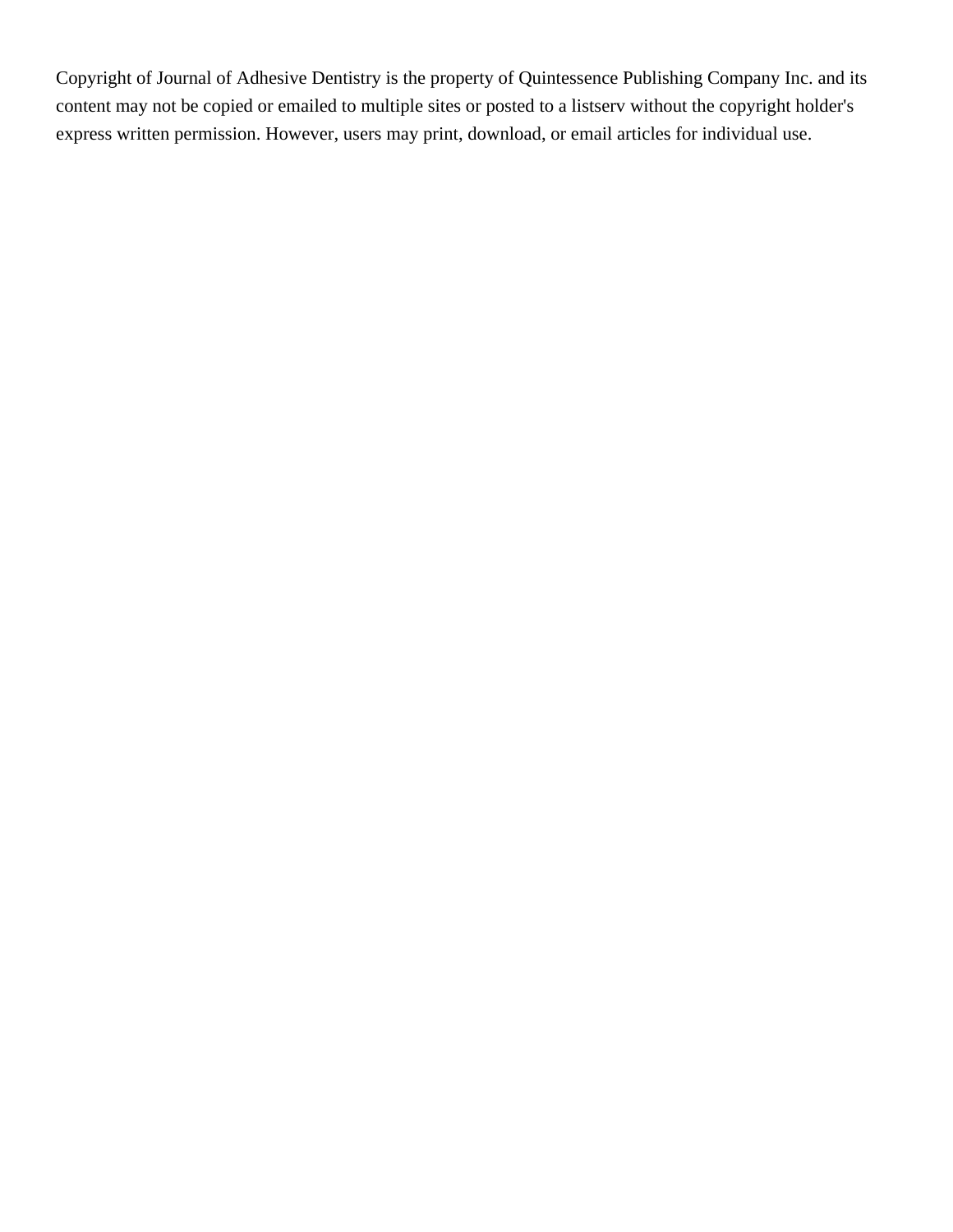Copyright of Journal of Adhesive Dentistry is the property of Quintessence Publishing Company Inc. and its content may not be copied or emailed to multiple sites or posted to a listserv without the copyright holder's express written permission. However, users may print, download, or email articles for individual use.